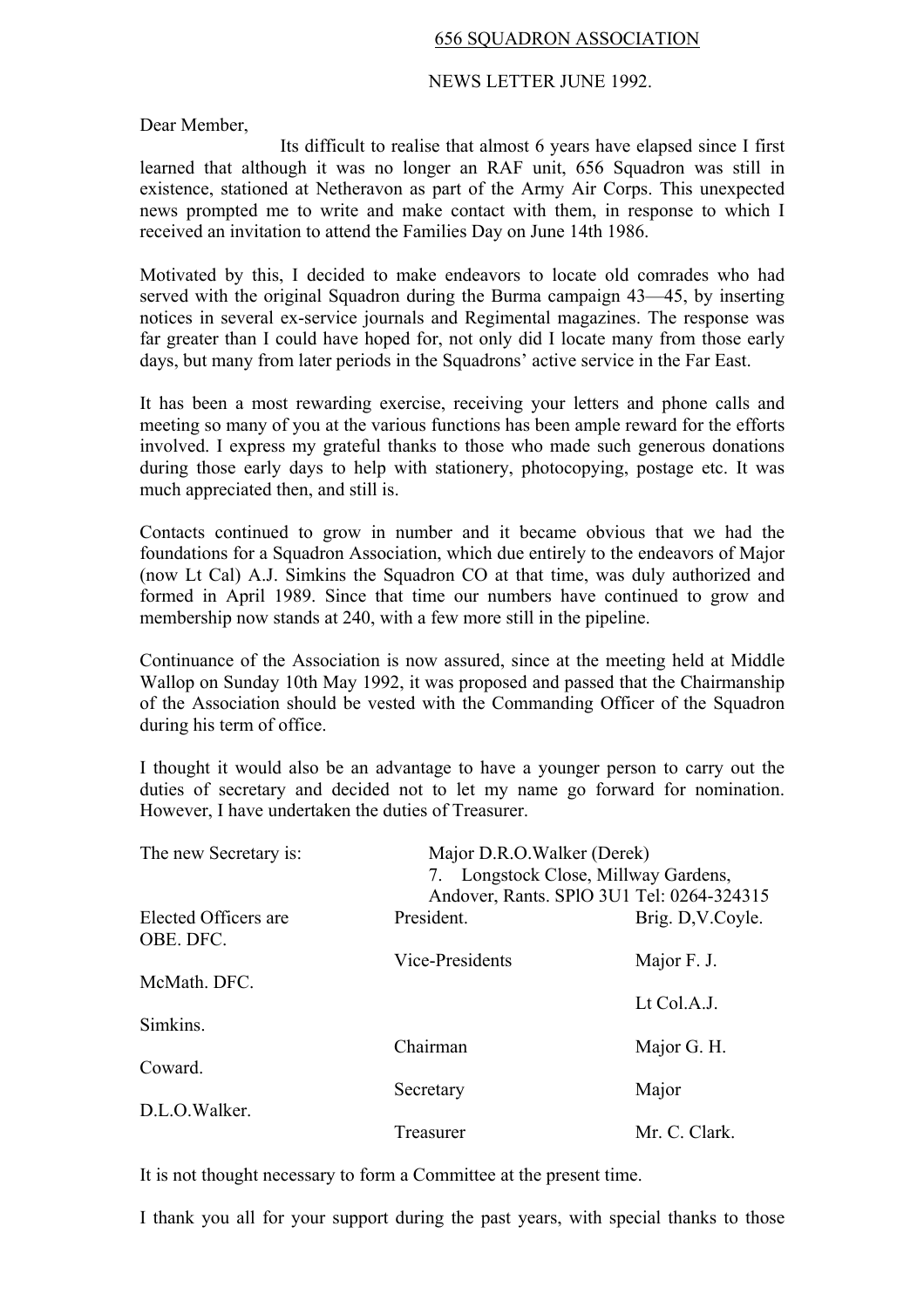656 SQUADRON ASSOCIATION

NEWS LETTER JUNE 1992.

Dear Member,

Its difficult to realise that almost 6 years have elapsed since I first learned that although it was no longer an RAF unit, 656 Squadron was still in existence, stationed at Netheravon as part of the Army Air Corps. This unexpected news prompted me to write and make contact with them, in response to which I received an invitation to attend the Families Day on June 14th 1986.

Motivated by this, I decided to make endeavors to locate old comrades who had served with the original Squadron during the Burma campaign 43—45, by inserting notices in several ex-service journals and Regimental magazines. The response was far greater than I could have hoped for, not only did I locate many from those early days, but many from later periods in the Squadrons' active service in the Far East.

It has been a most rewarding exercise, receiving your letters and phone calls and meeting so many of you at the various functions has been ample reward for the efforts involved. I express my grateful thanks to those who made such generous donations during those early days to help with stationery, photocopying, postage etc. It was much appreciated then, and still is.

Contacts continued to grow in number and it became obvious that we had the foundations for a Squadron Association, which due entirely to the endeavors of Major (now Lt Cal) A.J. Simkins the Squadron CO at that time, was duly authorized and formed in April 1989. Since that time our numbers have continued to grow and membership now stands at 240, with a few more still in the pipeline.

Continuance of the Association is now assured, since at the meeting held at Middle Wallop on Sunday 10th May 1992, it was proposed and passed that the Chairmanship of the Association should be vested with the Commanding Officer of the Squadron during his term of office.

I thought it would also be an advantage to have a younger person to carry out the duties of secretary and decided not to let my name go forward for nomination. However, I have undertaken the duties of Treasurer.

The new Secretary is: Major D.R.O.Walker (Derek)
7. Longstock Close, Millway Gardens,
Andover, Rants. SPlO 3U1 Tel: 0264-324315

| Elected Officers are | | |
|---|---|---|
| | President. | Brig. D,V.Coyle. OBE. DFC. |
| | Vice-Presidents | Major F. J. McMath. DFC. |
| | | Lt Col.A.J. Simkins. |
| | Chairman | Major G. H. Coward. |
| | Secretary | Major D.L.O.Walker. |
| | Treasurer | Mr. C. Clark. |

It is not thought necessary to form a Committee at the present time.

I thank you all for your support during the past years, with special thanks to those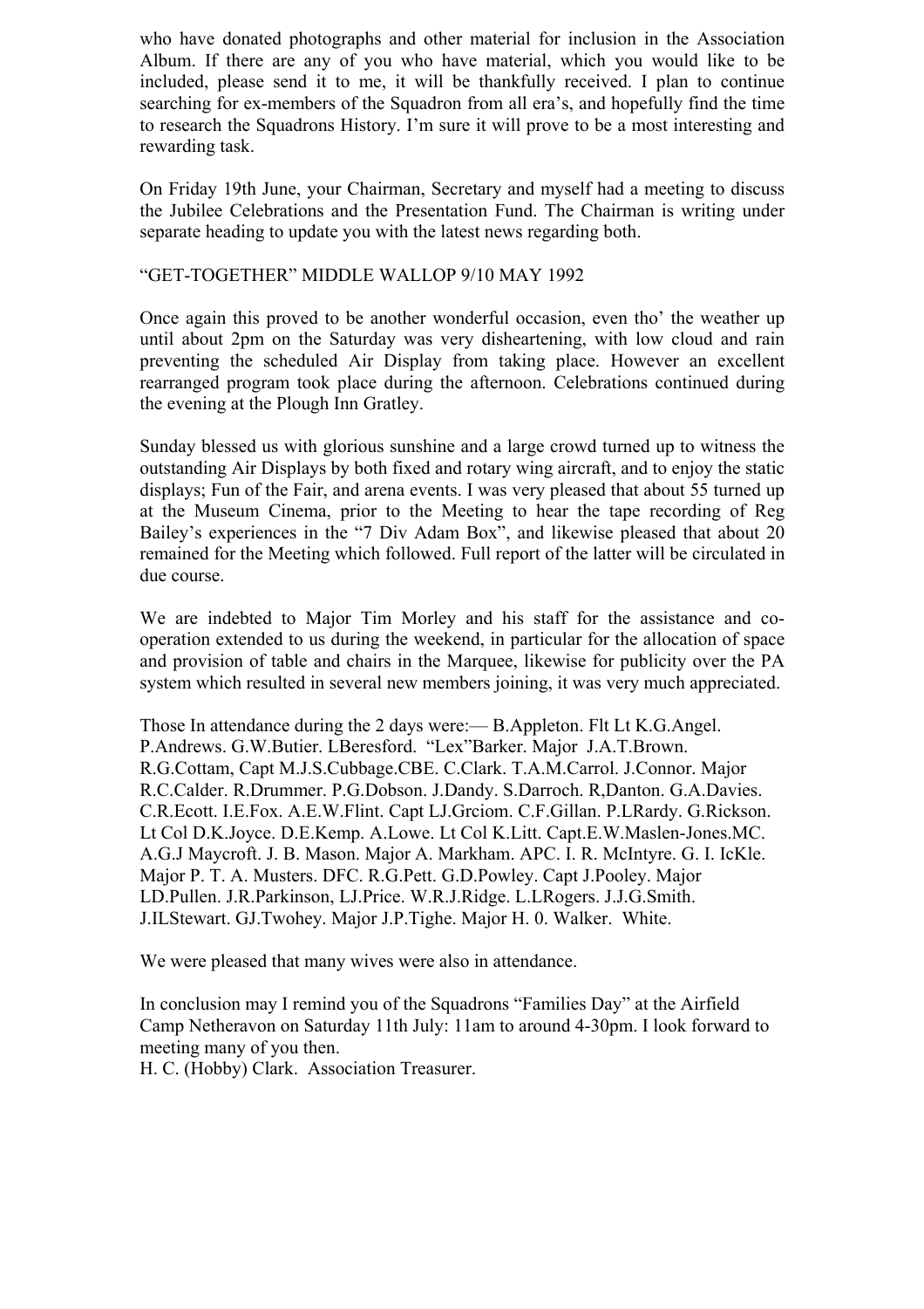who have donated photographs and other material for inclusion in the Association Album. If there are any of you who have material, which you would like to be included, please send it to me, it will be thankfully received. I plan to continue searching for ex-members of the Squadron from all era's, and hopefully find the time to research the Squadrons History. I'm sure it will prove to be a most interesting and rewarding task.

On Friday 19th June, your Chairman, Secretary and myself had a meeting to discuss the Jubilee Celebrations and the Presentation Fund. The Chairman is writing under separate heading to update you with the latest news regarding both.

"GET-TOGETHER" MIDDLE WALLOP 9/10 MAY 1992

Once again this proved to be another wonderful occasion, even tho' the weather up until about 2pm on the Saturday was very disheartening, with low cloud and rain preventing the scheduled Air Display from taking place. However an excellent rearranged program took place during the afternoon. Celebrations continued during the evening at the Plough Inn Gratley.

Sunday blessed us with glorious sunshine and a large crowd turned up to witness the outstanding Air Displays by both fixed and rotary wing aircraft, and to enjoy the static displays; Fun of the Fair, and arena events. I was very pleased that about 55 turned up at the Museum Cinema, prior to the Meeting to hear the tape recording of Reg Bailey's experiences in the "7 Div Adam Box", and likewise pleased that about 20 remained for the Meeting which followed. Full report of the latter will be circulated in due course.

We are indebted to Major Tim Morley and his staff for the assistance and co-operation extended to us during the weekend, in particular for the allocation of space and provision of table and chairs in the Marquee, likewise for publicity over the PA system which resulted in several new members joining, it was very much appreciated.

Those In attendance during the 2 days were:— B.Appleton. Flt Lt K.G.Angel. P.Andrews. G.W.Butier. LBeresford. "Lex"Barker. Major J.A.T.Brown. R.G.Cottam, Capt M.J.S.Cubbage.CBE. C.Clark. T.A.M.Carrol. J.Connor. Major R.C.Calder. R.Drummer. P.G.Dobson. J.Dandy. S.Darroch. R,Danton. G.A.Davies. C.R.Ecott. I.E.Fox. A.E.W.Flint. Capt LJ.Grciom. C.F.Gillan. P.LRardy. G.Rickson. Lt Col D.K.Joyce. D.E.Kemp. A.Lowe. Lt Col K.Litt. Capt.E.W.Maslen-Jones.MC. A.G.J Maycroft. J. B. Mason. Major A. Markham. APC. I. R. McIntyre. G. I. IcKle. Major P. T. A. Musters. DFC. R.G.Pett. G.D.Powley. Capt J.Pooley. Major LD.Pullen. J.R.Parkinson, LJ.Price. W.R.J.Ridge. L.LRogers. J.J.G.Smith. J.ILStewart. GJ.Twohey. Major J.P.Tighe. Major H. 0. Walker. White.

We were pleased that many wives were also in attendance.

In conclusion may I remind you of the Squadrons "Families Day" at the Airfield Camp Netheravon on Saturday 11th July: 11am to around 4-30pm. I look forward to meeting many of you then.

H. C. (Hobby) Clark. Association Treasurer.